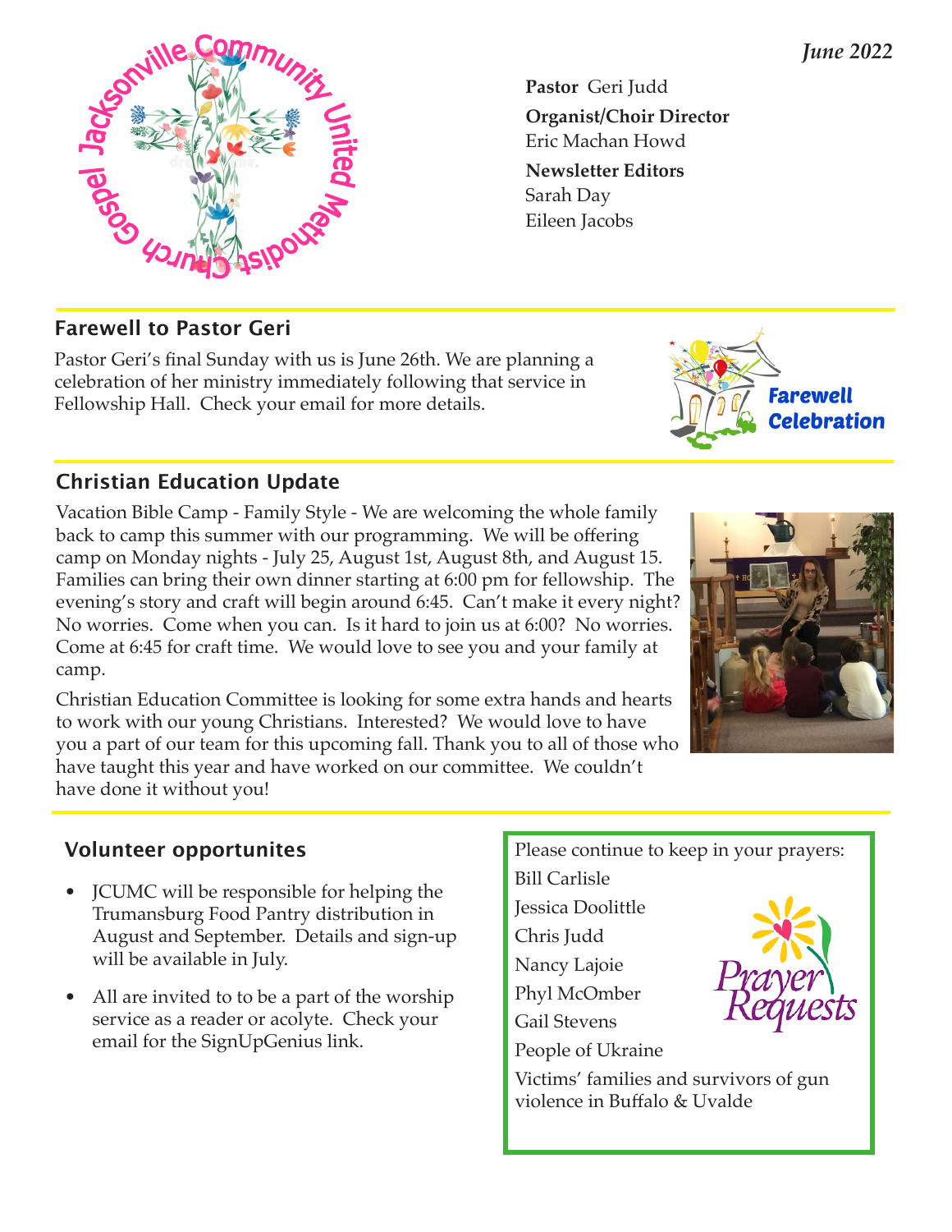Jacksonville Community United Methodist Church

*June 2022*

**Pastor** Geri Judd

**Organist/Choir Director**
Eric Machan Howd

**Newsletter Editors**
Sarah Day
Eileen Jacobs

## Farewell to Pastor Geri

Pastor Geri's final Sunday with us is June 26th. We are planning a celebration of her ministry immediately following that service in Fellowship Hall. Check your email for more details.

Farewell Celebration

## Christian Education Update

Vacation Bible Camp - Family Style - We are welcoming the whole family back to camp this summer with our programming. We will be offering camp on Monday nights - July 25, August 1st, August 8th, and August 15. Families can bring their own dinner starting at 6:00 pm for fellowship. The evening's story and craft will begin around 6:45. Can't make it every night? No worries. Come when you can. Is it hard to join us at 6:00? No worries. Come at 6:45 for craft time. We would love to see you and your family at camp.

Christian Education Committee is looking for some extra hands and hearts to work with our young Christians. Interested? We would love to have you a part of our team for this upcoming fall. Thank you to all of those who have taught this year and have worked on our committee. We couldn't have done it without you!

## Volunteer opportunites

- JCUMC will be responsible for helping the Trumansburg Food Pantry distribution in August and September. Details and sign-up will be available in July.
- All are invited to to be a part of the worship service as a reader or acolyte. Check your email for the SignUpGenius link.

**Prayer Requests**

Please continue to keep in your prayers:

Bill Carlisle
Jessica Doolittle
Chris Judd
Nancy Lajoie
Phyl McOmber
Gail Stevens
People of Ukraine
Victims' families and survivors of gun violence in Buffalo & Uvalde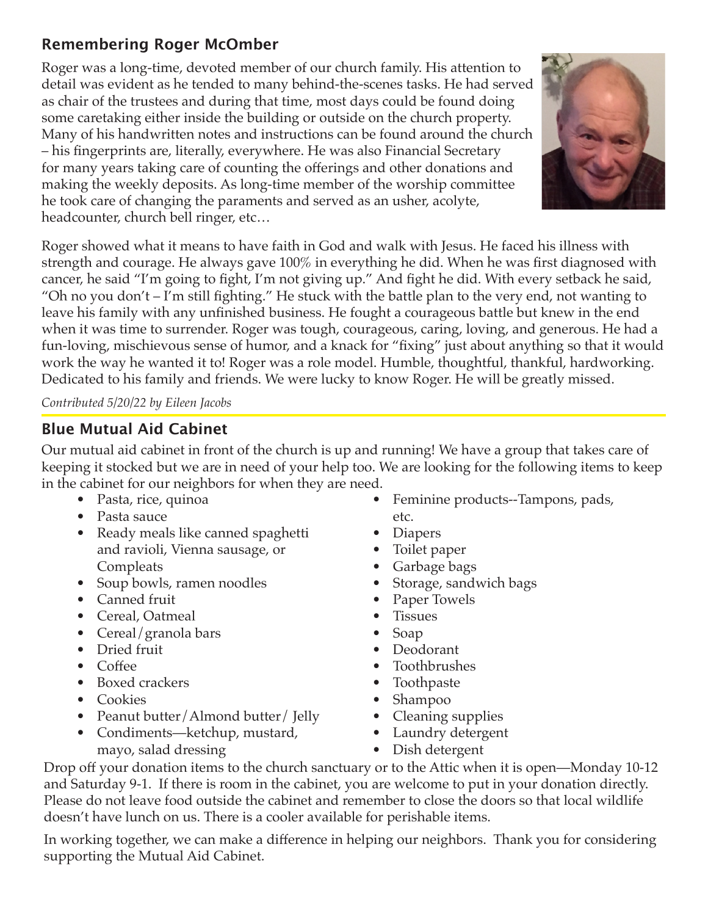## Remembering Roger McOmber

Roger was a long-time, devoted member of our church family. His attention to detail was evident as he tended to many behind-the-scenes tasks. He had served as chair of the trustees and during that time, most days could be found doing some caretaking either inside the building or outside on the church property. Many of his handwritten notes and instructions can be found around the church – his fingerprints are, literally, everywhere. He was also Financial Secretary for many years taking care of counting the offerings and other donations and making the weekly deposits. As long-time member of the worship committee he took care of changing the paraments and served as an usher, acolyte, headcounter, church bell ringer, etc…

Roger showed what it means to have faith in God and walk with Jesus. He faced his illness with strength and courage. He always gave 100% in everything he did. When he was first diagnosed with cancer, he said "I'm going to fight, I'm not giving up." And fight he did. With every setback he said, "Oh no you don't – I'm still fighting." He stuck with the battle plan to the very end, not wanting to leave his family with any unfinished business. He fought a courageous battle but knew in the end when it was time to surrender. Roger was tough, courageous, caring, loving, and generous. He had a fun-loving, mischievous sense of humor, and a knack for "fixing" just about anything so that it would work the way he wanted it to! Roger was a role model. Humble, thoughtful, thankful, hardworking. Dedicated to his family and friends. We were lucky to know Roger. He will be greatly missed.

*Contributed 5/20/22 by Eileen Jacobs*

## Blue Mutual Aid Cabinet

Our mutual aid cabinet in front of the church is up and running! We have a group that takes care of keeping it stocked but we are in need of your help too. We are looking for the following items to keep in the cabinet for our neighbors for when they are need.

- Pasta, rice, quinoa
- Pasta sauce
- Ready meals like canned spaghetti and ravioli, Vienna sausage, or Compleats
- Soup bowls, ramen noodles
- Canned fruit
- Cereal, Oatmeal
- Cereal/granola bars
- Dried fruit
- Coffee
- Boxed crackers
- Cookies
- Peanut butter/Almond butter/ Jelly
- Condiments—ketchup, mustard, mayo, salad dressing
- Feminine products--Tampons, pads, etc.
- Diapers
- Toilet paper
- Garbage bags
- Storage, sandwich bags
- Paper Towels
- Tissues
- Soap
- Deodorant
- Toothbrushes
- Toothpaste
- Shampoo
- Cleaning supplies
- Laundry detergent
- Dish detergent

Drop off your donation items to the church sanctuary or to the Attic when it is open—Monday 10-12 and Saturday 9-1. If there is room in the cabinet, you are welcome to put in your donation directly. Please do not leave food outside the cabinet and remember to close the doors so that local wildlife doesn't have lunch on us. There is a cooler available for perishable items.

In working together, we can make a difference in helping our neighbors. Thank you for considering supporting the Mutual Aid Cabinet.